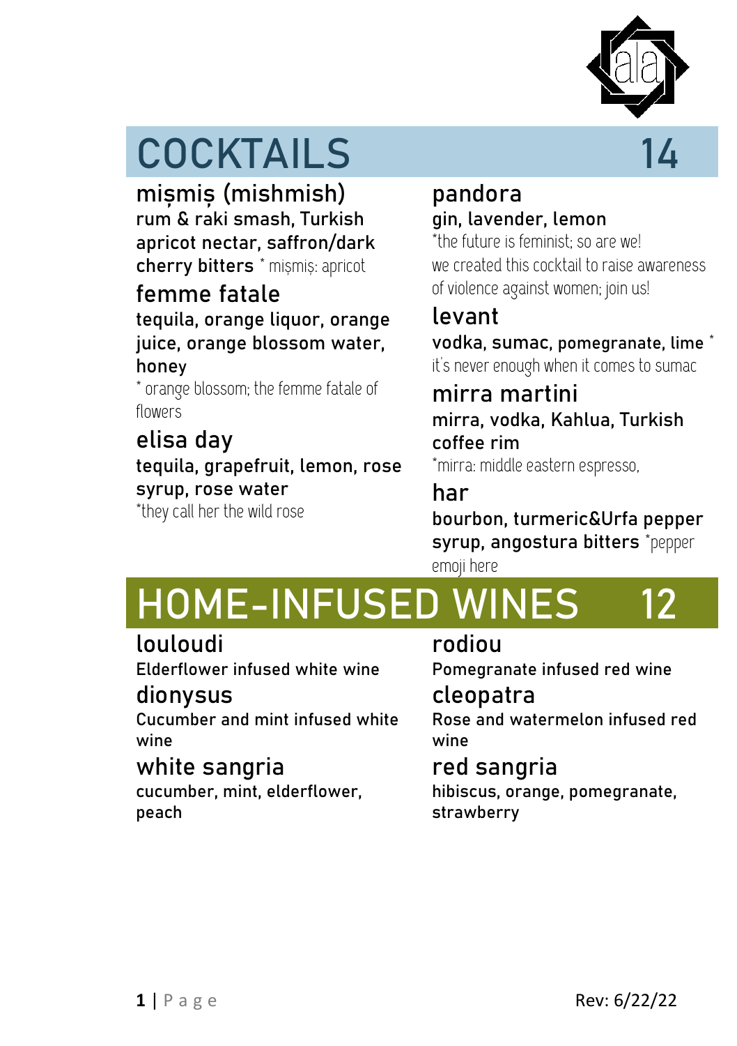# COCKTAILS 14

### mișmiș (mishmish)
rum & raki smash, Turkish apricot nectar, saffron/dark cherry bitters * mișmiș: apricot

### femme fatale
tequila, orange liquor, orange juice, orange blossom water, honey

* orange blossom; the femme fatale of flowers

### elisa day
tequila, grapefruit, lemon, rose syrup, rose water

*they call her the wild rose

### pandora
gin, lavender, lemon

*the future is feminist; so are we! we created this cocktail to raise awareness of violence against women; join us!

### levant
vodka, sumac, pomegranate, lime *

it's never enough when it comes to sumac

### mirra martini
mirra, vodka, Kahlua, Turkish coffee rim

*mirra: middle eastern espresso,

### har
bourbon, turmeric&Urfa pepper syrup, angostura bitters *pepper emoji here

# HOME-INFUSED WINES 12

### louloudi
Elderflower infused white wine

### dionysus
Cucumber and mint infused white wine

### white sangria
cucumber, mint, elderflower, peach

### rodiou
Pomegranate infused red wine

### cleopatra
Rose and watermelon infused red wine

### red sangria
hibiscus, orange, pomegranate, strawberry

Rev: 6/22/22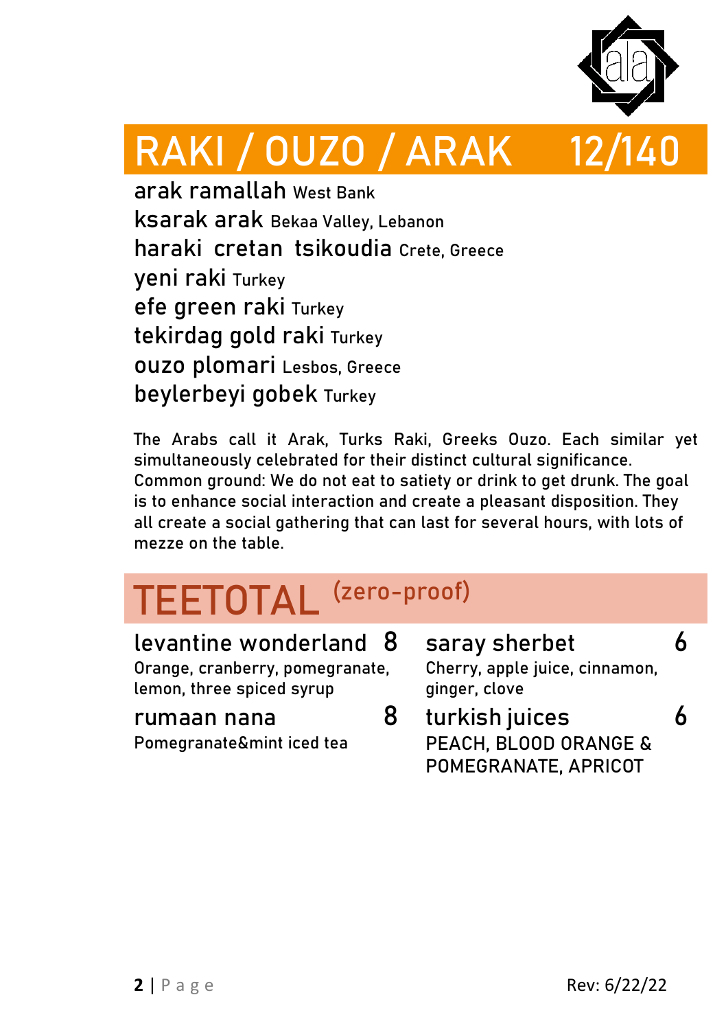# RAKI / OUZO / ARAK 12/140

arak ramallah West Bank
ksarak arak Bekaa Valley, Lebanon
haraki cretan tsikoudia Crete, Greece
yeni raki Turkey
efe green raki Turkey
tekirdag gold raki Turkey
ouzo plomari Lesbos, Greece
beylerbeyi gobek Turkey

The Arabs call it Arak, Turks Raki, Greeks Ouzo. Each similar yet simultaneously celebrated for their distinct cultural significance. Common ground: We do not eat to satiety or drink to get drunk. The goal is to enhance social interaction and create a pleasant disposition. They all create a social gathering that can last for several hours, with lots of mezze on the table.

# TEETOTAL (zero-proof)

**levantine wonderland** 8
Orange, cranberry, pomegranate, lemon, three spiced syrup

**rumaan nana** 8
Pomegranate&mint iced tea

**saray sherbet** 6
Cherry, apple juice, cinnamon, ginger, clove

**turkish juices** 6
PEACH, BLOOD ORANGE & POMEGRANATE, APRICOT

Rev: 6/22/22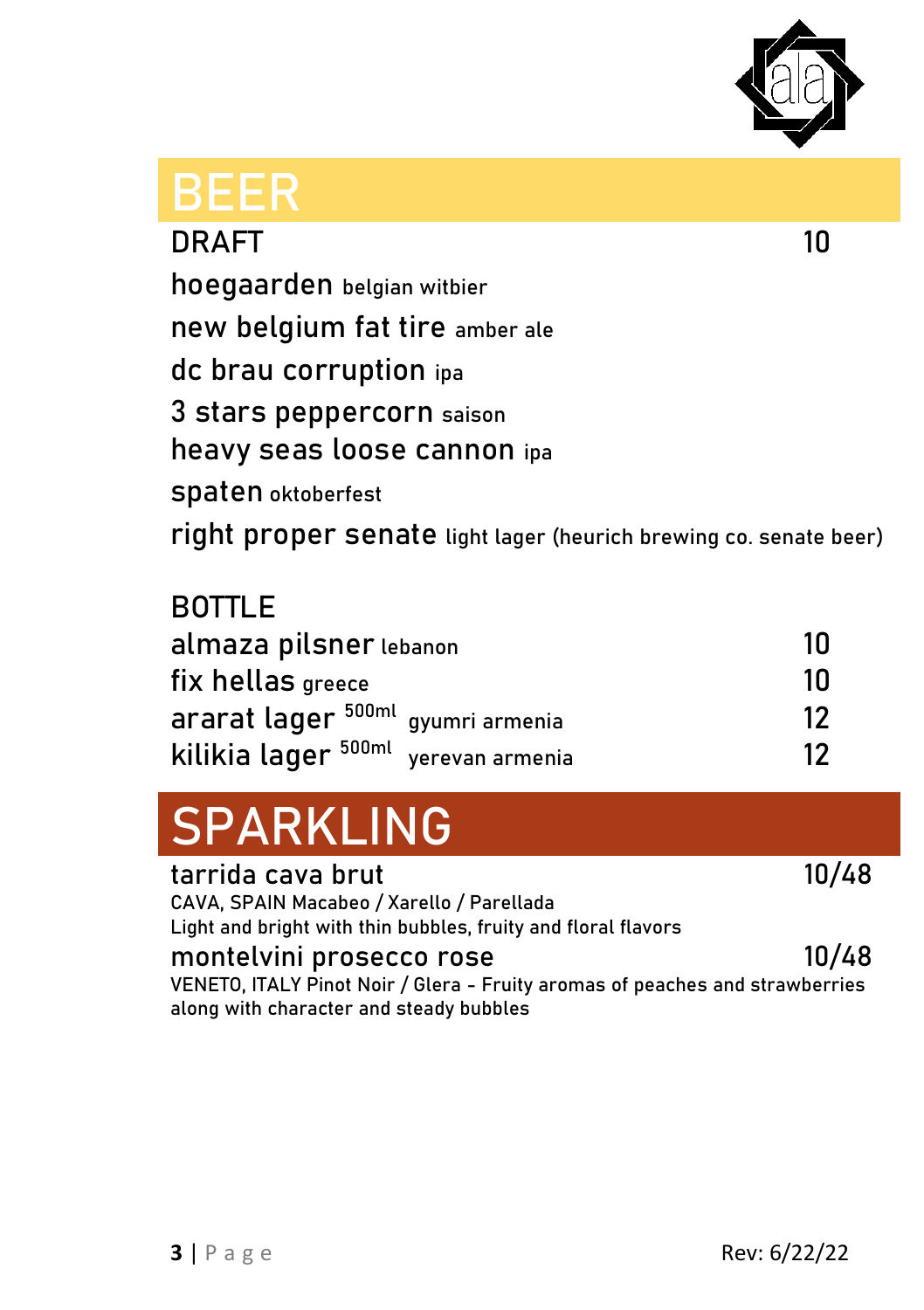# BEER

## DRAFT 10

hoegaarden belgian witbier

new belgium fat tire amber ale

dc brau corruption ipa

3 stars peppercorn saison

heavy seas loose cannon ipa

spaten oktoberfest

right proper senate light lager (heurich brewing co. senate beer)

## BOTTLE

| | |
|---|---|
| almaza pilsner lebanon | 10 |
| fix hellas greece | 10 |
| ararat lager 500ml gyumri armenia | 12 |
| kilikia lager 500ml yerevan armenia | 12 |

# SPARKLING

**tarrida cava brut** 10/48

CAVA, SPAIN Macabeo / Xarello / Parellada

Light and bright with thin bubbles, fruity and floral flavors

**montelvini prosecco rose** 10/48

VENETO, ITALY Pinot Noir / Glera - Fruity aromas of peaches and strawberries along with character and steady bubbles

Rev: 6/22/22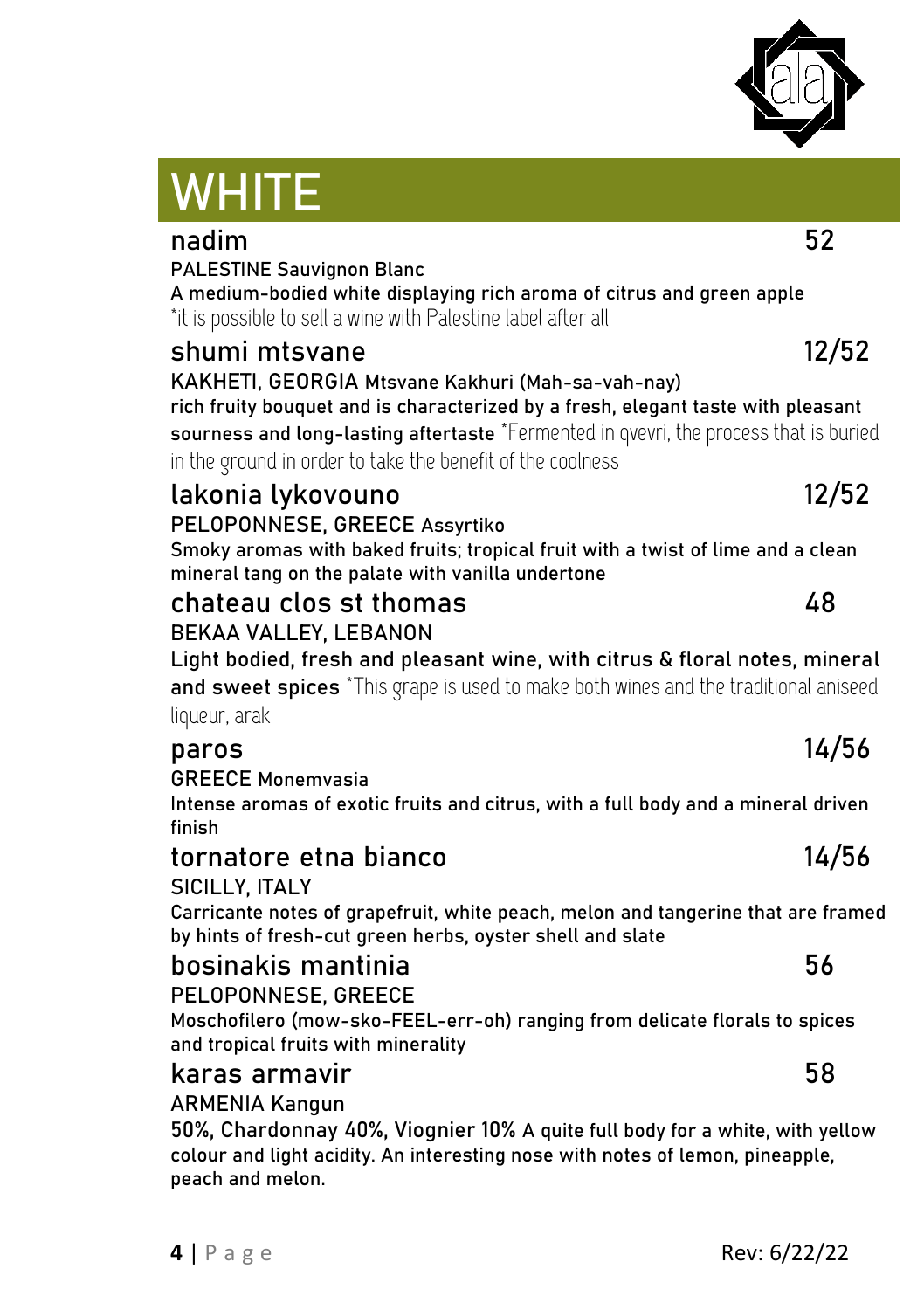# WHITE

### nadim — 52

PALESTINE Sauvignon Blanc
A medium-bodied white displaying rich aroma of citrus and green apple
*it is possible to sell a wine with Palestine label after all

### shumi mtsvane — 12/52

KAKHETI, GEORGIA Mtsvane Kakhuri (Mah-sa-vah-nay)
rich fruity bouquet and is characterized by a fresh, elegant taste with pleasant sourness and long-lasting aftertaste *Fermented in qvevri, the process that is buried in the ground in order to take the benefit of the coolness

### lakonia lykovouno — 12/52

PELOPONNESE, GREECE Assyrtiko
Smoky aromas with baked fruits; tropical fruit with a twist of lime and a clean mineral tang on the palate with vanilla undertone

### chateau clos st thomas — 48

BEKAA VALLEY, LEBANON
Light bodied, fresh and pleasant wine, with citrus & floral notes, mineral and sweet spices *This grape is used to make both wines and the traditional aniseed liqueur, arak

### paros — 14/56

GREECE Monemvasia
Intense aromas of exotic fruits and citrus, with a full body and a mineral driven finish

### tornatore etna bianco — 14/56

SICILLY, ITALY
Carricante notes of grapefruit, white peach, melon and tangerine that are framed by hints of fresh-cut green herbs, oyster shell and slate

### bosinakis mantinia — 56

PELOPONNESE, GREECE
Moschofilero (mow-sko-FEEL-err-oh) ranging from delicate florals to spices and tropical fruits with minerality

### karas armavir — 58

ARMENIA Kangun
50%, Chardonnay 40%, Viognier 10% A quite full body for a white, with yellow colour and light acidity. An interesting nose with notes of lemon, pineapple, peach and melon.

Rev: 6/22/22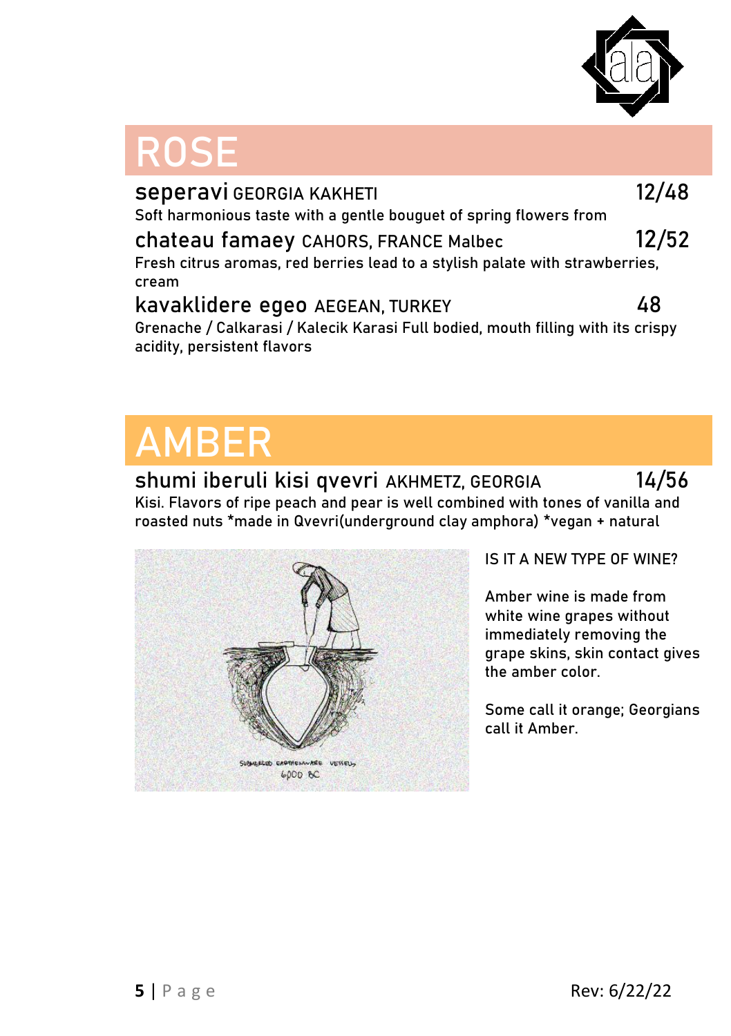# ROSE

**seperavi** GEORGIA KAKHETI — 12/48

Soft harmonious taste with a gentle bouguet of spring flowers from

**chateau famaey** CAHORS, FRANCE Malbec — 12/52

Fresh citrus aromas, red berries lead to a stylish palate with strawberries, cream

**kavaklidere egeo** AEGEAN, TURKEY — 48

Grenache / Calkarasi / Kalecik Karasi Full bodied, mouth filling with its crispy acidity, persistent flavors

# AMBER

**shumi iberuli kisi qvevri** AKHMETZ, GEORGIA — 14/56

Kisi. Flavors of ripe peach and pear is well combined with tones of vanilla and roasted nuts *made in Qvevri(underground clay amphora) *vegan + natural

SUBMERGED EARTHENWARE VESSELS 6000 BC

IS IT A NEW TYPE OF WINE?

Amber wine is made from white wine grapes without immediately removing the grape skins, skin contact gives the amber color.

Some call it orange; Georgians call it Amber.

Rev: 6/22/22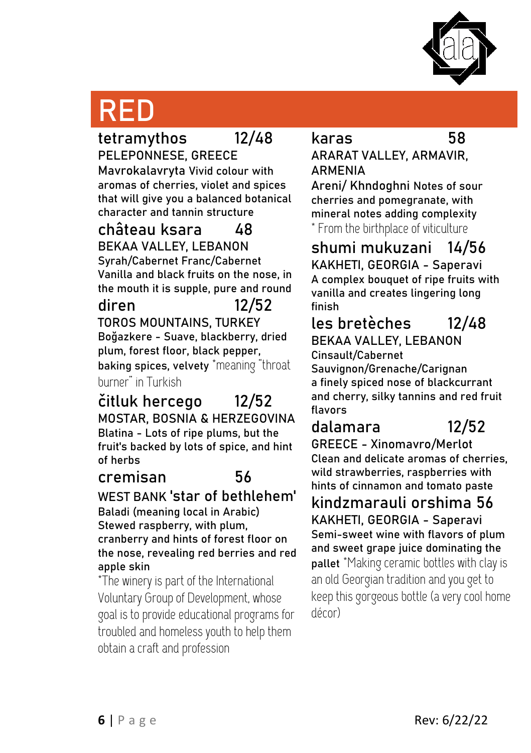# RED

### tetramythos 12/48

PELEPONNESE, GREECE

Mavrokalavryta Vivid colour with aromas of cherries, violet and spices that will give you a balanced botanical character and tannin structure

### château ksara 48

BEKAA VALLEY, LEBANON

Syrah/Cabernet Franc/Cabernet

Vanilla and black fruits on the nose, in the mouth it is supple, pure and round

### diren 12/52

TOROS MOUNTAINS, TURKEY

Boğazkere - Suave, blackberry, dried plum, forest floor, black pepper, baking spices, velvety *meaning "throat burner" in Turkish

### čitluk hercego 12/52

MOSTAR, BOSNIA & HERZEGOVINA

Blatina - Lots of ripe plums, but the fruit's backed by lots of spice, and hint of herbs

### cremisan 56

WEST BANK 'star of bethlehem'

Baladi (meaning local in Arabic)

Stewed raspberry, with plum, cranberry and hints of forest floor on the nose, revealing red berries and red apple skin

*The winery is part of the International Voluntary Group of Development, whose goal is to provide educational programs for troubled and homeless youth to help them obtain a craft and profession

### karas 58

ARARAT VALLEY, ARMAVIR, ARMENIA

Areni/ Khndoghni Notes of sour cherries and pomegranate, with mineral notes adding complexity

* From the birthplace of viticulture

### shumi mukuzani 14/56

KAKHETI, GEORGIA - Saperavi

A complex bouquet of ripe fruits with vanilla and creates lingering long finish

### les bretèches 12/48

BEKAA VALLEY, LEBANON

Cinsault/Cabernet Sauvignon/Grenache/Carignan

a finely spiced nose of blackcurrant and cherry, silky tannins and red fruit flavors

### dalamara 12/52

GREECE - Xinomavro/Merlot

Clean and delicate aromas of cherries, wild strawberries, raspberries with hints of cinnamon and tomato paste

### kindzmarauli orshima 56

KAKHETI, GEORGIA - Saperavi

Semi-sweet wine with flavors of plum and sweet grape juice dominating the pallet *Making ceramic bottles with clay is an old Georgian tradition and you get to keep this gorgeous bottle (a very cool home décor)

Rev: 6/22/22